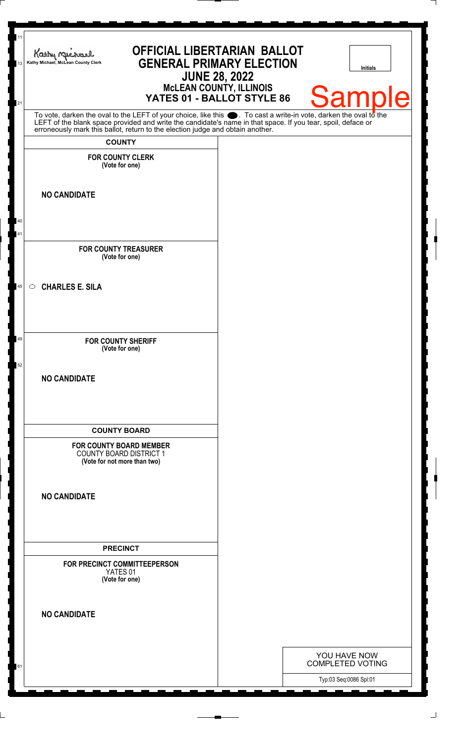Kathy Michael, McLean County Clerk

# OFFICIAL LIBERTARIAN BALLOT
## GENERAL PRIMARY ELECTION
## JUNE 28, 2022
### McLEAN COUNTY, ILLINOIS
### YATES 01 - BALLOT STYLE 86

Initials

Sample

To vote, darken the oval to the LEFT of your choice, like this ⬬. To cast a write-in vote, darken the oval to the LEFT of the blank space provided and write the candidate's name in that space. If you tear, spoil, deface or erroneously mark this ballot, return to the election judge and obtain another.

## COUNTY

**FOR COUNTY CLERK**
**(Vote for one)**

**NO CANDIDATE**

**FOR COUNTY TREASURER**
**(Vote for one)**

○ **CHARLES E. SILA**

**FOR COUNTY SHERIFF**
**(Vote for one)**

**NO CANDIDATE**

## COUNTY BOARD

**FOR COUNTY BOARD MEMBER**
COUNTY BOARD DISTRICT 1
**(Vote for not more than two)**

**NO CANDIDATE**

## PRECINCT

**FOR PRECINCT COMMITTEEPERSON**
YATES 01
**(Vote for one)**

**NO CANDIDATE**

YOU HAVE NOW COMPLETED VOTING

Typ:03 Seq:0086 Spl:01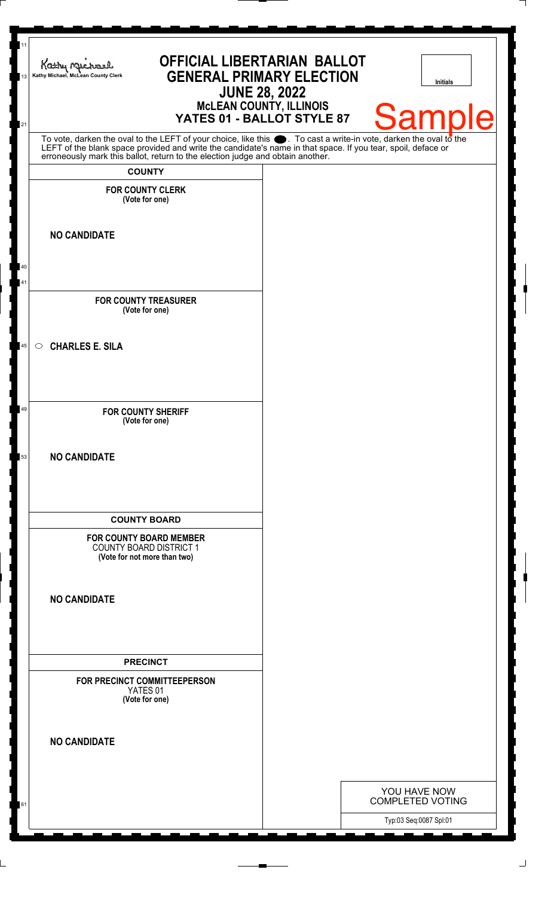Kathy Michael, McLean County Clerk

# OFFICIAL LIBERTARIAN BALLOT
## GENERAL PRIMARY ELECTION
### JUNE 28, 2022
### McLEAN COUNTY, ILLINOIS
### YATES 01 - BALLOT STYLE 87

Initials

Sample

To vote, darken the oval to the LEFT of your choice, like this ⬬. To cast a write-in vote, darken the oval to the LEFT of the blank space provided and write the candidate's name in that space. If you tear, spoil, deface or erroneously mark this ballot, return to the election judge and obtain another.

**COUNTY**

**FOR COUNTY CLERK**
**(Vote for one)**

**NO CANDIDATE**

**FOR COUNTY TREASURER**
**(Vote for one)**

○ **CHARLES E. SILA**

**FOR COUNTY SHERIFF**
**(Vote for one)**

**NO CANDIDATE**

**COUNTY BOARD**

**FOR COUNTY BOARD MEMBER**
COUNTY BOARD DISTRICT 1
**(Vote for not more than two)**

**NO CANDIDATE**

**PRECINCT**

**FOR PRECINCT COMMITTEEPERSON**
YATES 01
**(Vote for one)**

**NO CANDIDATE**

YOU HAVE NOW COMPLETED VOTING

Typ:03 Seq:0087 Spl:01